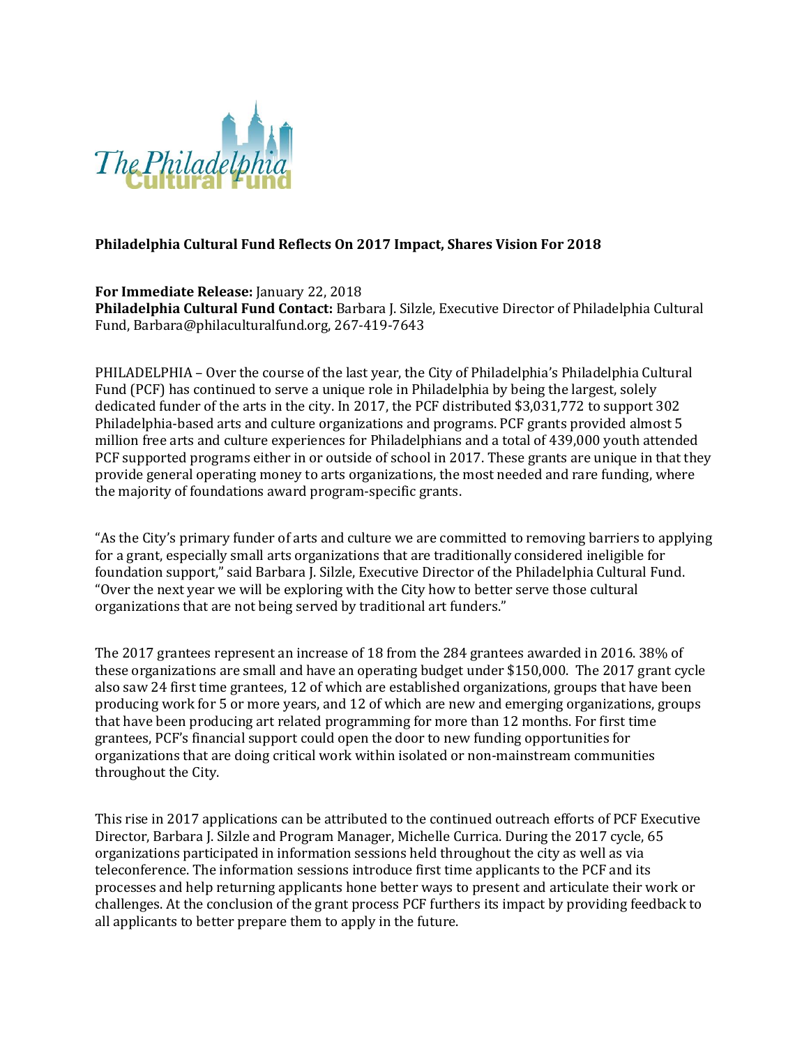The Philadelphia Cultural Fund

**Philadelphia Cultural Fund Reflects On 2017 Impact, Shares Vision For 2018**

**For Immediate Release:** January 22, 2018
**Philadelphia Cultural Fund Contact:** Barbara J. Silzle, Executive Director of Philadelphia Cultural Fund, Barbara@philaculturalfund.org, 267-419-7643

PHILADELPHIA – Over the course of the last year, the City of Philadelphia's Philadelphia Cultural Fund (PCF) has continued to serve a unique role in Philadelphia by being the largest, solely dedicated funder of the arts in the city. In 2017, the PCF distributed $3,031,772 to support 302 Philadelphia-based arts and culture organizations and programs. PCF grants provided almost 5 million free arts and culture experiences for Philadelphians and a total of 439,000 youth attended PCF supported programs either in or outside of school in 2017. These grants are unique in that they provide general operating money to arts organizations, the most needed and rare funding, where the majority of foundations award program-specific grants.

"As the City's primary funder of arts and culture we are committed to removing barriers to applying for a grant, especially small arts organizations that are traditionally considered ineligible for foundation support," said Barbara J. Silzle, Executive Director of the Philadelphia Cultural Fund. "Over the next year we will be exploring with the City how to better serve those cultural organizations that are not being served by traditional art funders."

The 2017 grantees represent an increase of 18 from the 284 grantees awarded in 2016. 38% of these organizations are small and have an operating budget under $150,000. The 2017 grant cycle also saw 24 first time grantees, 12 of which are established organizations, groups that have been producing work for 5 or more years, and 12 of which are new and emerging organizations, groups that have been producing art related programming for more than 12 months. For first time grantees, PCF's financial support could open the door to new funding opportunities for organizations that are doing critical work within isolated or non-mainstream communities throughout the City.

This rise in 2017 applications can be attributed to the continued outreach efforts of PCF Executive Director, Barbara J. Silzle and Program Manager, Michelle Currica. During the 2017 cycle, 65 organizations participated in information sessions held throughout the city as well as via teleconference. The information sessions introduce first time applicants to the PCF and its processes and help returning applicants hone better ways to present and articulate their work or challenges. At the conclusion of the grant process PCF furthers its impact by providing feedback to all applicants to better prepare them to apply in the future.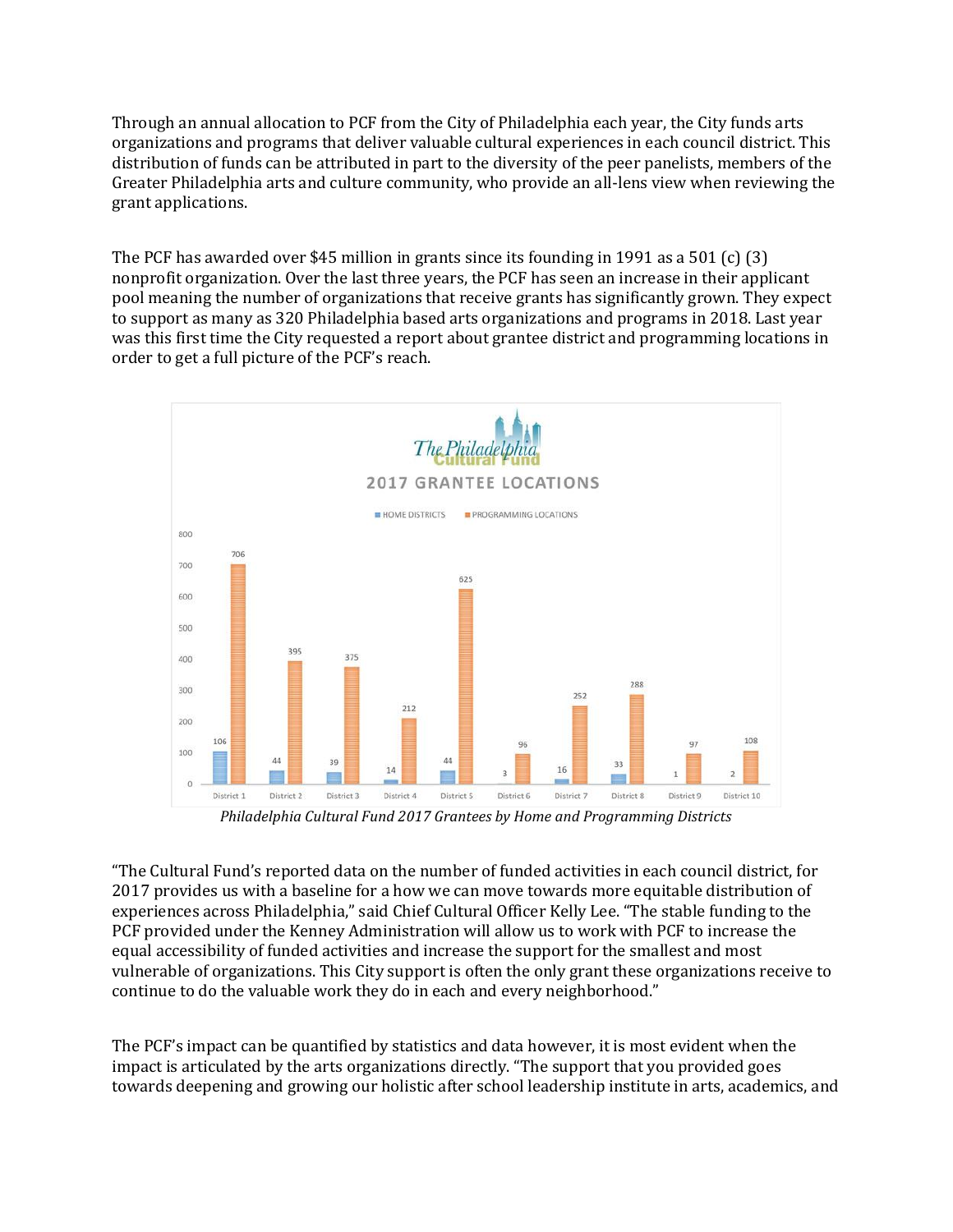Through an annual allocation to PCF from the City of Philadelphia each year, the City funds arts organizations and programs that deliver valuable cultural experiences in each council district. This distribution of funds can be attributed in part to the diversity of the peer panelists, members of the Greater Philadelphia arts and culture community, who provide an all-lens view when reviewing the grant applications.

The PCF has awarded over $45 million in grants since its founding in 1991 as a 501 (c) (3) nonprofit organization. Over the last three years, the PCF has seen an increase in their applicant pool meaning the number of organizations that receive grants has significantly grown. They expect to support as many as 320 Philadelphia based arts organizations and programs in 2018. Last year was this first time the City requested a report about grantee district and programming locations in order to get a full picture of the PCF's reach.

The Philadelphia Cultural Fund

**2017 GRANTEE LOCATIONS**

| District | Home Districts | Programming Locations |
|---|---|---|
| District 1 | 106 | 706 |
| District 2 | 44 | 395 |
| District 3 | 39 | 375 |
| District 4 | 14 | 212 |
| District 5 | 44 | 625 |
| District 6 | 3 | 96 |
| District 7 | 16 | 252 |
| District 8 | 33 | 288 |
| District 9 | 1 | 97 |
| District 10 | 2 | 108 |

*Philadelphia Cultural Fund 2017 Grantees by Home and Programming Districts*

"The Cultural Fund's reported data on the number of funded activities in each council district, for 2017 provides us with a baseline for a how we can move towards more equitable distribution of experiences across Philadelphia," said Chief Cultural Officer Kelly Lee. "The stable funding to the PCF provided under the Kenney Administration will allow us to work with PCF to increase the equal accessibility of funded activities and increase the support for the smallest and most vulnerable of organizations. This City support is often the only grant these organizations receive to continue to do the valuable work they do in each and every neighborhood."

The PCF's impact can be quantified by statistics and data however, it is most evident when the impact is articulated by the arts organizations directly. "The support that you provided goes towards deepening and growing our holistic after school leadership institute in arts, academics, and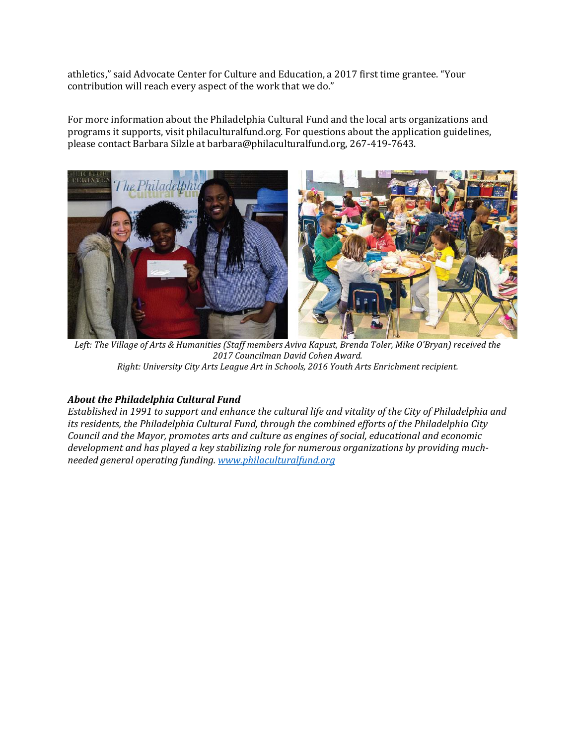athletics," said Advocate Center for Culture and Education, a 2017 first time grantee. "Your contribution will reach every aspect of the work that we do."

For more information about the Philadelphia Cultural Fund and the local arts organizations and programs it supports, visit philaculturalfund.org. For questions about the application guidelines, please contact Barbara Silzle at barbara@philaculturalfund.org, 267-419-7643.

*Left: The Village of Arts & Humanities (Staff members Aviva Kapust, Brenda Toler, Mike O'Bryan) received the 2017 Councilman David Cohen Award.*
*Right: University City Arts League Art in Schools, 2016 Youth Arts Enrichment recipient.*

***About the Philadelphia Cultural Fund***

*Established in 1991 to support and enhance the cultural life and vitality of the City of Philadelphia and its residents, the Philadelphia Cultural Fund, through the combined efforts of the Philadelphia City Council and the Mayor, promotes arts and culture as engines of social, educational and economic development and has played a key stabilizing role for numerous organizations by providing much-needed general operating funding.* [*www.philaculturalfund.org*](http://www.philaculturalfund.org)